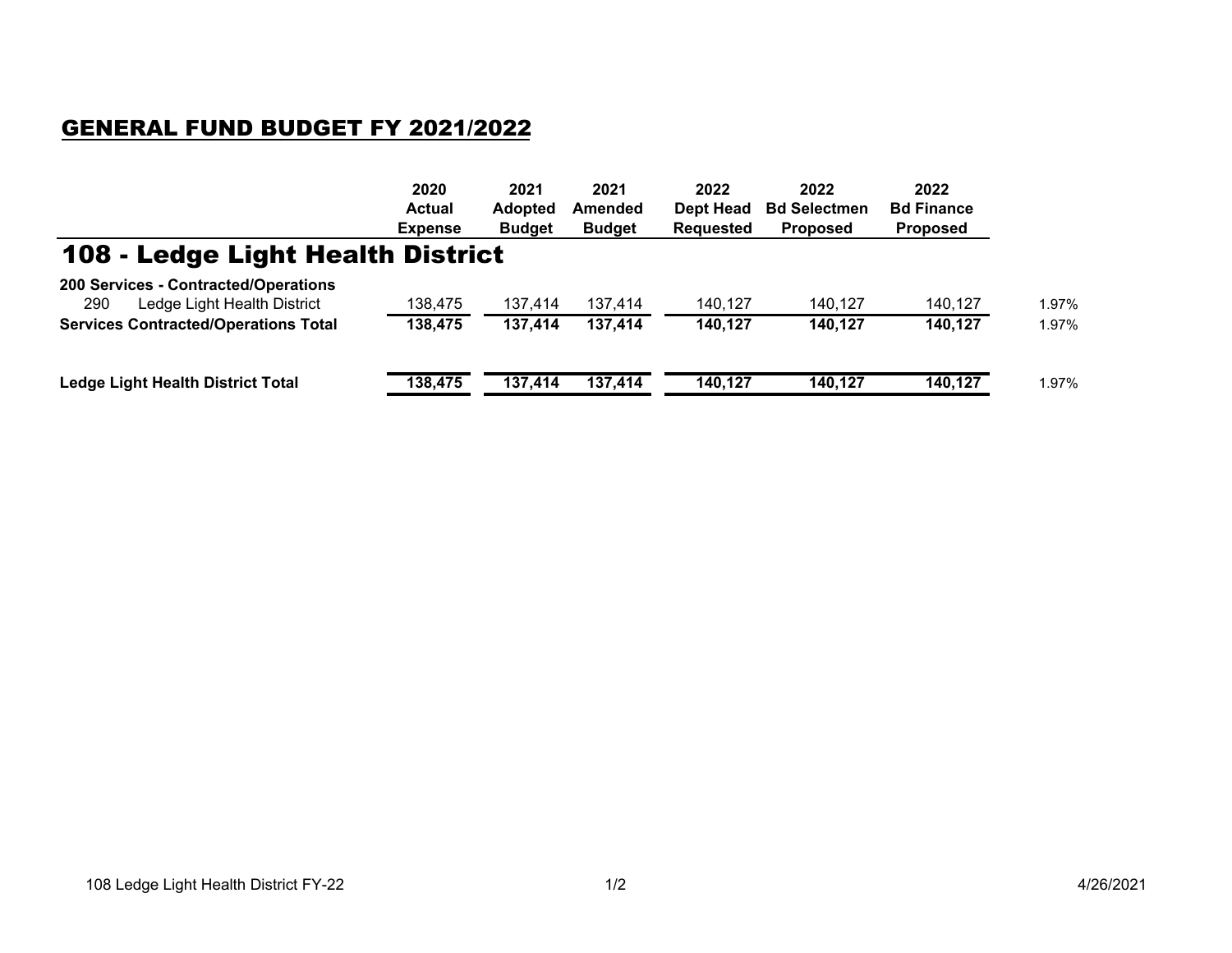## GENERAL FUND BUDGET FY 2021/2022

# 108 - Ledge Light Health District

| | | 2020 Actual Expense | 2021 Adopted Budget | 2021 Amended Budget | 2022 Dept Head Requested | 2022 Bd Selectmen Proposed | 2022 Bd Finance Proposed | |
|---|---|---|---|---|---|---|---|---|
| **200 Services - Contracted/Operations** | | | | | | | | |
| 290 | Ledge Light Health District | 138,475 | 137,414 | 137,414 | 140,127 | 140,127 | 140,127 | 1.97% |
| **Services Contracted/Operations Total** | | **138,475** | **137,414** | **137,414** | **140,127** | **140,127** | **140,127** | 1.97% |
| **Ledge Light Health District Total** | | **138,475** | **137,414** | **137,414** | **140,127** | **140,127** | **140,127** | 1.97% |

108 Ledge Light Health District FY-22 4/26/2021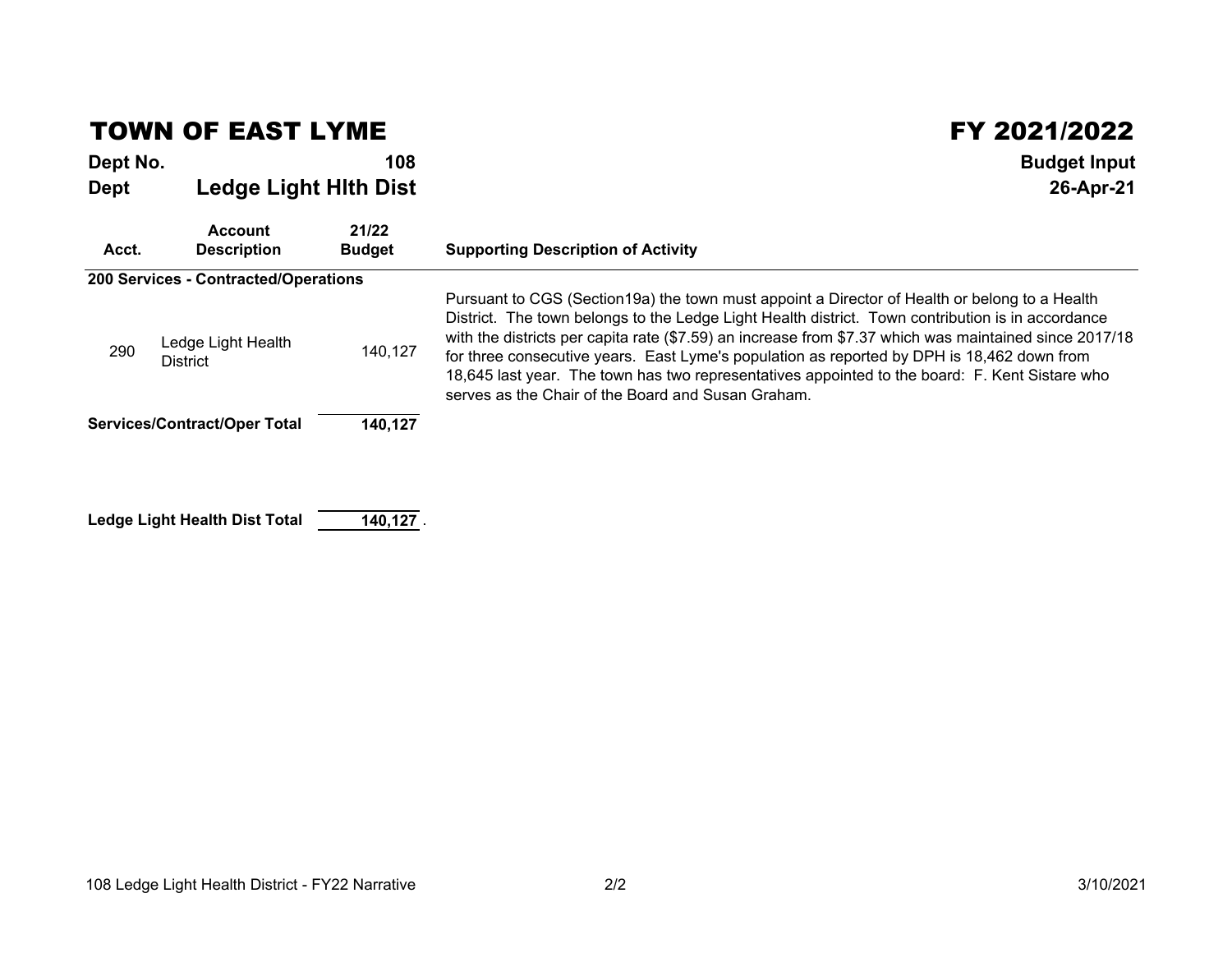# TOWN OF EAST LYME

# FY 2021/2022

**Dept No.** **108**

**Dept** **Ledge Light Hlth Dist**

**Budget Input**

**26-Apr-21**

| Acct. | Account Description | 21/22 Budget | Supporting Description of Activity |
|---|---|---|---|
| **200 Services - Contracted/Operations** | | | |
| 290 | Ledge Light Health District | 140,127 | Pursuant to CGS (Section19a) the town must appoint a Director of Health or belong to a Health District. The town belongs to the Ledge Light Health district. Town contribution is in accordance with the districts per capita rate ($7.59) an increase from $7.37 which was maintained since 2017/18 for three consecutive years. East Lyme's population as reported by DPH is 18,462 down from 18,645 last year. The town has two representatives appointed to the board: F. Kent Sistare who serves as the Chair of the Board and Susan Graham. |
| **Services/Contract/Oper Total** | | **140,127** | |
| **Ledge Light Health Dist Total** | | **140,127** | |